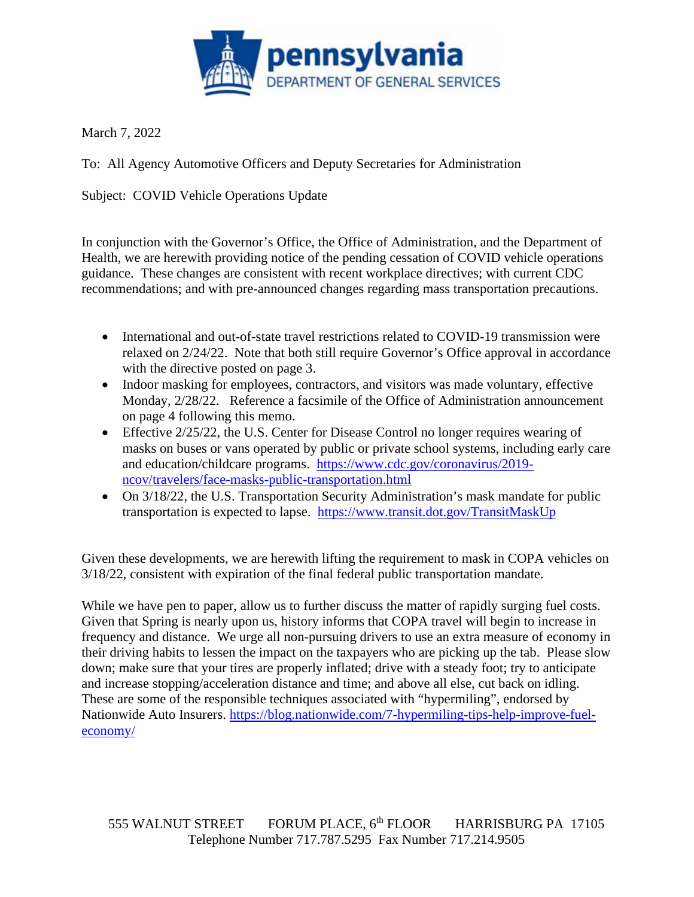pennsylvania
DEPARTMENT OF GENERAL SERVICES

March 7, 2022

To: All Agency Automotive Officers and Deputy Secretaries for Administration

Subject: COVID Vehicle Operations Update

In conjunction with the Governor's Office, the Office of Administration, and the Department of Health, we are herewith providing notice of the pending cessation of COVID vehicle operations guidance. These changes are consistent with recent workplace directives; with current CDC recommendations; and with pre-announced changes regarding mass transportation precautions.

- International and out-of-state travel restrictions related to COVID-19 transmission were relaxed on 2/24/22. Note that both still require Governor's Office approval in accordance with the directive posted on page 3.
- Indoor masking for employees, contractors, and visitors was made voluntary, effective Monday, 2/28/22. Reference a facsimile of the Office of Administration announcement on page 4 following this memo.
- Effective 2/25/22, the U.S. Center for Disease Control no longer requires wearing of masks on buses or vans operated by public or private school systems, including early care and education/childcare programs. https://www.cdc.gov/coronavirus/2019-ncov/travelers/face-masks-public-transportation.html
- On 3/18/22, the U.S. Transportation Security Administration's mask mandate for public transportation is expected to lapse. https://www.transit.dot.gov/TransitMaskUp

Given these developments, we are herewith lifting the requirement to mask in COPA vehicles on 3/18/22, consistent with expiration of the final federal public transportation mandate.

While we have pen to paper, allow us to further discuss the matter of rapidly surging fuel costs. Given that Spring is nearly upon us, history informs that COPA travel will begin to increase in frequency and distance. We urge all non-pursuing drivers to use an extra measure of economy in their driving habits to lessen the impact on the taxpayers who are picking up the tab. Please slow down; make sure that your tires are properly inflated; drive with a steady foot; try to anticipate and increase stopping/acceleration distance and time; and above all else, cut back on idling. These are some of the responsible techniques associated with "hypermiling", endorsed by Nationwide Auto Insurers. https://blog.nationwide.com/7-hypermiling-tips-help-improve-fuel-economy/

555 WALNUT STREET FORUM PLACE, 6th FLOOR HARRISBURG PA 17105
Telephone Number 717.787.5295 Fax Number 717.214.9505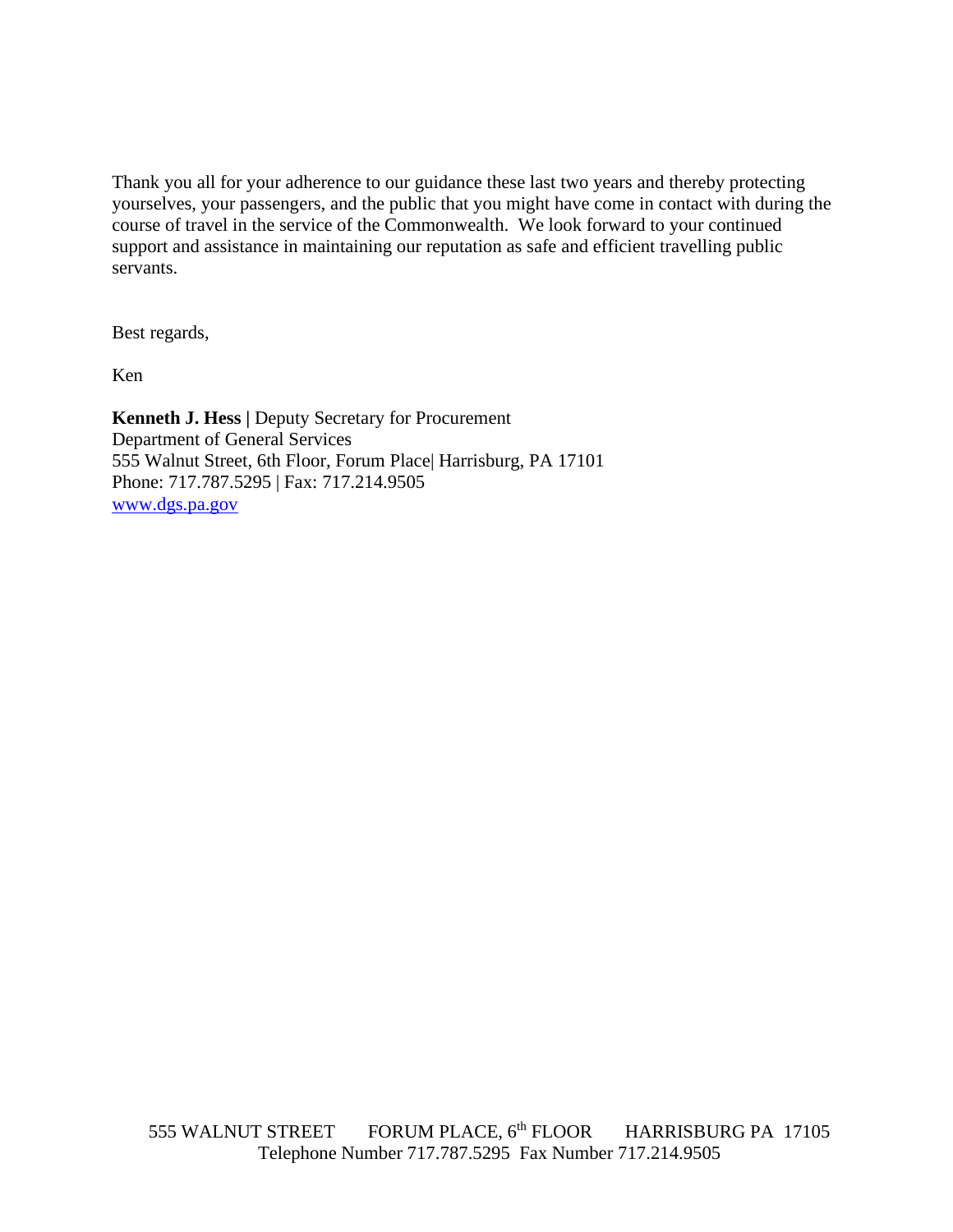Thank you all for your adherence to our guidance these last two years and thereby protecting yourselves, your passengers, and the public that you might have come in contact with during the course of travel in the service of the Commonwealth. We look forward to your continued support and assistance in maintaining our reputation as safe and efficient travelling public servants.

Best regards,

Ken

**Kenneth J. Hess |** Deputy Secretary for Procurement
Department of General Services
555 Walnut Street, 6th Floor, Forum Place| Harrisburg, PA 17101
Phone: 717.787.5295 | Fax: 717.214.9505
[www.dgs.pa.gov](http://www.dgs.pa.gov)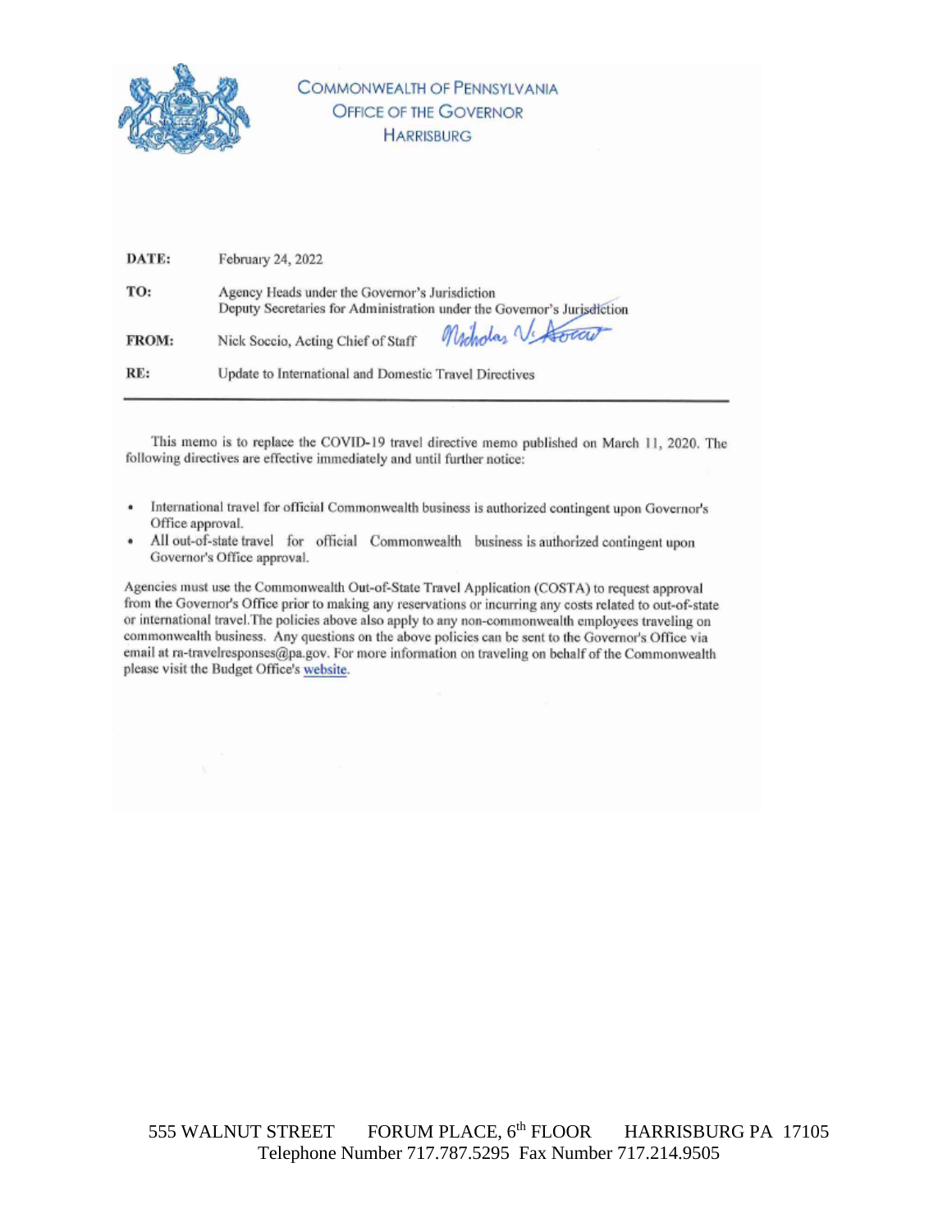COMMONWEALTH OF PENNSYLVANIA
OFFICE OF THE GOVERNOR
HARRISBURG

**DATE:** February 24, 2022

**TO:** Agency Heads under the Governor's Jurisdiction
Deputy Secretaries for Administration under the Governor's Jurisdiction

**FROM:** Nick Soccio, Acting Chief of Staff

**RE:** Update to International and Domestic Travel Directives

---

This memo is to replace the COVID-19 travel directive memo published on March 11, 2020. The following directives are effective immediately and until further notice:

- International travel for official Commonwealth business is authorized contingent upon Governor's Office approval.
- All out-of-state travel for official Commonwealth business is authorized contingent upon Governor's Office approval.

Agencies must use the Commonwealth Out-of-State Travel Application (COSTA) to request approval from the Governor's Office prior to making any reservations or incurring any costs related to out-of-state or international travel.The policies above also apply to any non-commonwealth employees traveling on commonwealth business. Any questions on the above policies can be sent to the Governor's Office via email at ra-travelresponses@pa.gov. For more information on traveling on behalf of the Commonwealth please visit the Budget Office's website.

555 WALNUT STREET FORUM PLACE, 6th FLOOR HARRISBURG PA 17105
Telephone Number 717.787.5295 Fax Number 717.214.9505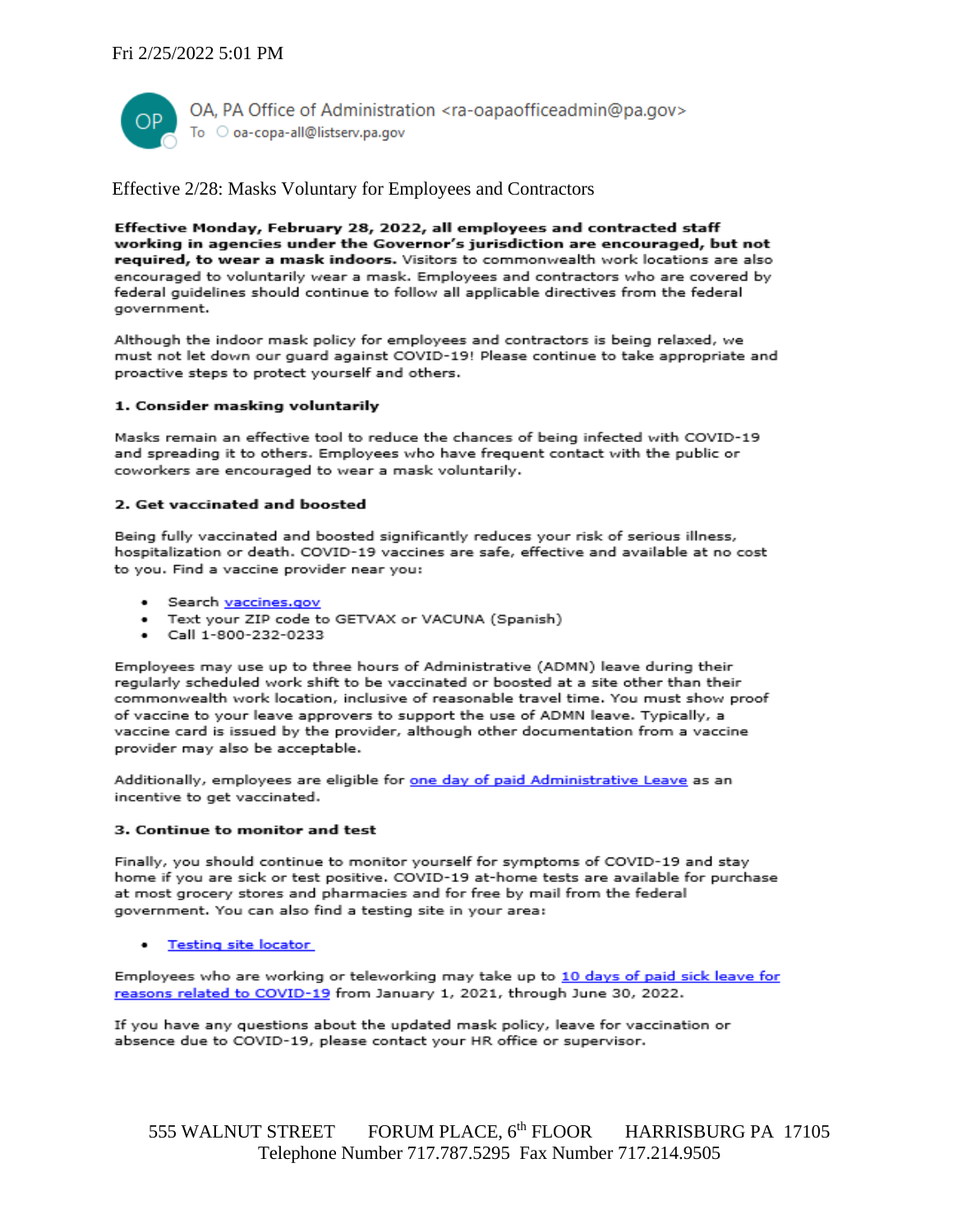Fri 2/25/2022 5:01 PM

OP

OA, PA Office of Administration <ra-oapaofficeadmin@pa.gov>

To oa-copa-all@listserv.pa.gov

Effective 2/28: Masks Voluntary for Employees and Contractors

**Effective Monday, February 28, 2022, all employees and contracted staff working in agencies under the Governor's jurisdiction are encouraged, but not required, to wear a mask indoors.** Visitors to commonwealth work locations are also encouraged to voluntarily wear a mask. Employees and contractors who are covered by federal guidelines should continue to follow all applicable directives from the federal government.

Although the indoor mask policy for employees and contractors is being relaxed, we must not let down our guard against COVID-19! Please continue to take appropriate and proactive steps to protect yourself and others.

**1. Consider masking voluntarily**

Masks remain an effective tool to reduce the chances of being infected with COVID-19 and spreading it to others. Employees who have frequent contact with the public or coworkers are encouraged to wear a mask voluntarily.

**2. Get vaccinated and boosted**

Being fully vaccinated and boosted significantly reduces your risk of serious illness, hospitalization or death. COVID-19 vaccines are safe, effective and available at no cost to you. Find a vaccine provider near you:

- Search vaccines.gov
- Text your ZIP code to GETVAX or VACUNA (Spanish)
- Call 1-800-232-0233

Employees may use up to three hours of Administrative (ADMN) leave during their regularly scheduled work shift to be vaccinated or boosted at a site other than their commonwealth work location, inclusive of reasonable travel time. You must show proof of vaccine to your leave approvers to support the use of ADMN leave. Typically, a vaccine card is issued by the provider, although other documentation from a vaccine provider may also be acceptable.

Additionally, employees are eligible for one day of paid Administrative Leave as an incentive to get vaccinated.

**3. Continue to monitor and test**

Finally, you should continue to monitor yourself for symptoms of COVID-19 and stay home if you are sick or test positive. COVID-19 at-home tests are available for purchase at most grocery stores and pharmacies and for free by mail from the federal government. You can also find a testing site in your area:

- Testing site locator

Employees who are working or teleworking may take up to 10 days of paid sick leave for reasons related to COVID-19 from January 1, 2021, through June 30, 2022.

If you have any questions about the updated mask policy, leave for vaccination or absence due to COVID-19, please contact your HR office or supervisor.

555 WALNUT STREET FORUM PLACE, 6th FLOOR HARRISBURG PA 17105
Telephone Number 717.787.5295 Fax Number 717.214.9505